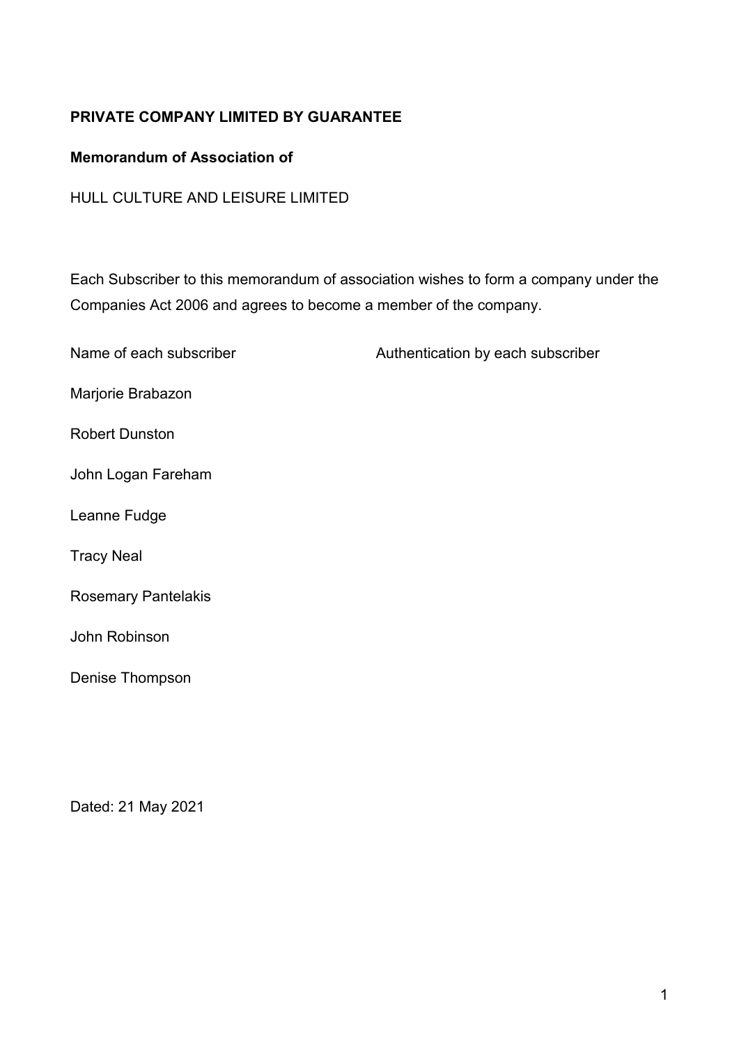**PRIVATE COMPANY LIMITED BY GUARANTEE**

**Memorandum of Association of**

HULL CULTURE AND LEISURE LIMITED

Each Subscriber to this memorandum of association wishes to form a company under the Companies Act 2006 and agrees to become a member of the company.

| Name of each subscriber | Authentication by each subscriber |
| --- | --- |
| Marjorie Brabazon | |
| Robert Dunston | |
| John Logan Fareham | |
| Leanne Fudge | |
| Tracy Neal | |
| Rosemary Pantelakis | |
| John Robinson | |
| Denise Thompson | |

Dated: 21 May 2021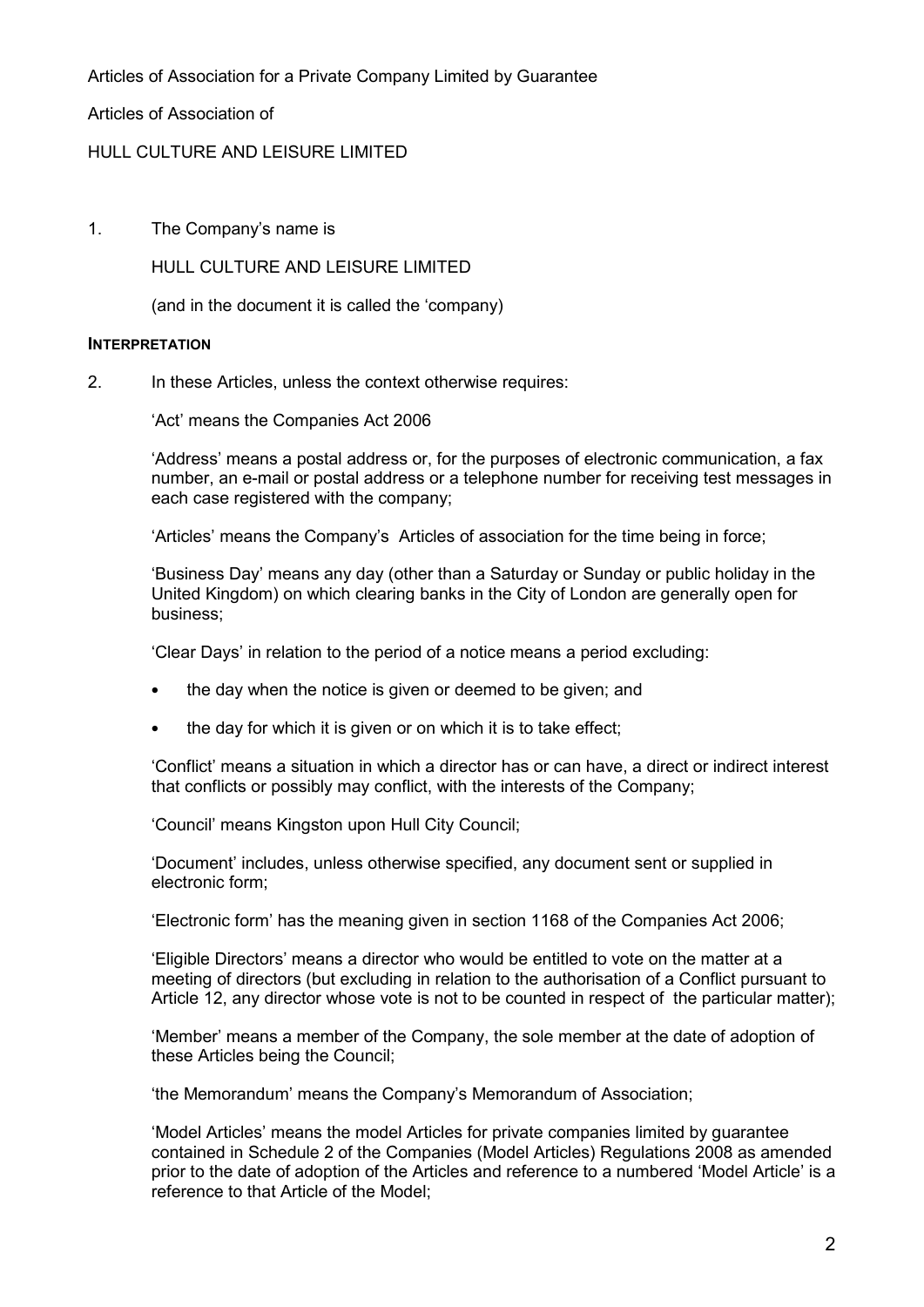Articles of Association for a Private Company Limited by Guarantee

Articles of Association of

HULL CULTURE AND LEISURE LIMITED

1. The Company's name is

   HULL CULTURE AND LEISURE LIMITED

   (and in the document it is called the 'company)

**INTERPRETATION**

2. In these Articles, unless the context otherwise requires:

   'Act' means the Companies Act 2006

   'Address' means a postal address or, for the purposes of electronic communication, a fax number, an e-mail or postal address or a telephone number for receiving test messages in each case registered with the company;

   'Articles' means the Company's Articles of association for the time being in force;

   'Business Day' means any day (other than a Saturday or Sunday or public holiday in the United Kingdom) on which clearing banks in the City of London are generally open for business;

   'Clear Days' in relation to the period of a notice means a period excluding:

   - the day when the notice is given or deemed to be given; and
   - the day for which it is given or on which it is to take effect;

   'Conflict' means a situation in which a director has or can have, a direct or indirect interest that conflicts or possibly may conflict, with the interests of the Company;

   'Council' means Kingston upon Hull City Council;

   'Document' includes, unless otherwise specified, any document sent or supplied in electronic form;

   'Electronic form' has the meaning given in section 1168 of the Companies Act 2006;

   'Eligible Directors' means a director who would be entitled to vote on the matter at a meeting of directors (but excluding in relation to the authorisation of a Conflict pursuant to Article 12, any director whose vote is not to be counted in respect of the particular matter);

   'Member' means a member of the Company, the sole member at the date of adoption of these Articles being the Council;

   'the Memorandum' means the Company's Memorandum of Association;

   'Model Articles' means the model Articles for private companies limited by guarantee contained in Schedule 2 of the Companies (Model Articles) Regulations 2008 as amended prior to the date of adoption of the Articles and reference to a numbered 'Model Article' is a reference to that Article of the Model;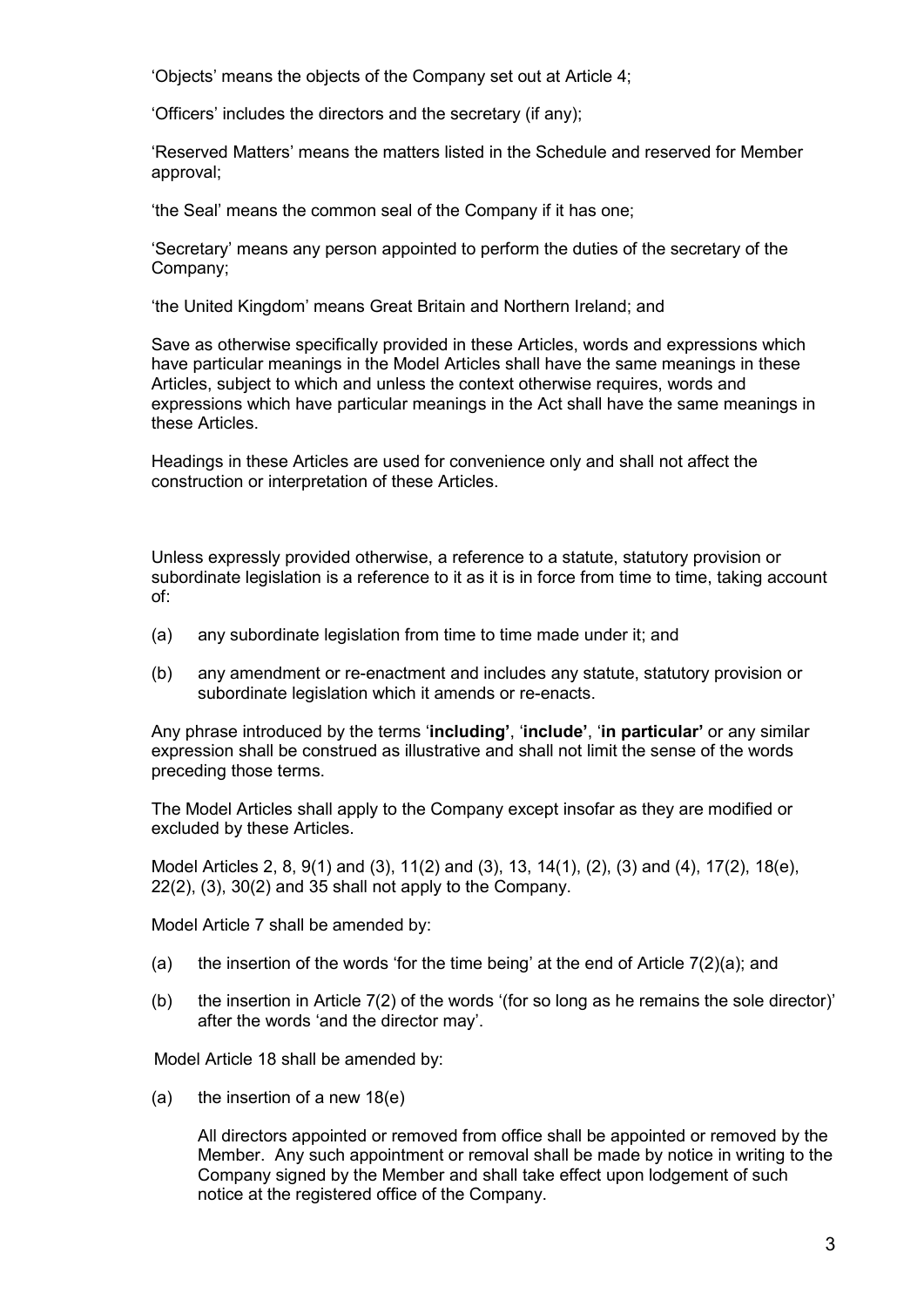'Objects' means the objects of the Company set out at Article 4;

'Officers' includes the directors and the secretary (if any);

'Reserved Matters' means the matters listed in the Schedule and reserved for Member approval;

'the Seal' means the common seal of the Company if it has one;

'Secretary' means any person appointed to perform the duties of the secretary of the Company;

'the United Kingdom' means Great Britain and Northern Ireland; and

Save as otherwise specifically provided in these Articles, words and expressions which have particular meanings in the Model Articles shall have the same meanings in these Articles, subject to which and unless the context otherwise requires, words and expressions which have particular meanings in the Act shall have the same meanings in these Articles.

Headings in these Articles are used for convenience only and shall not affect the construction or interpretation of these Articles.

Unless expressly provided otherwise, a reference to a statute, statutory provision or subordinate legislation is a reference to it as it is in force from time to time, taking account of:

(a) any subordinate legislation from time to time made under it; and

(b) any amendment or re-enactment and includes any statute, statutory provision or subordinate legislation which it amends or re-enacts.

Any phrase introduced by the terms '**including'**, '**include'**, '**in particular'** or any similar expression shall be construed as illustrative and shall not limit the sense of the words preceding those terms.

The Model Articles shall apply to the Company except insofar as they are modified or excluded by these Articles.

Model Articles 2, 8, 9(1) and (3), 11(2) and (3), 13, 14(1), (2), (3) and (4), 17(2), 18(e), 22(2), (3), 30(2) and 35 shall not apply to the Company.

Model Article 7 shall be amended by:

(a) the insertion of the words 'for the time being' at the end of Article 7(2)(a); and

(b) the insertion in Article 7(2) of the words '(for so long as he remains the sole director)' after the words 'and the director may'.

Model Article 18 shall be amended by:

(a) the insertion of a new 18(e)

All directors appointed or removed from office shall be appointed or removed by the Member. Any such appointment or removal shall be made by notice in writing to the Company signed by the Member and shall take effect upon lodgement of such notice at the registered office of the Company.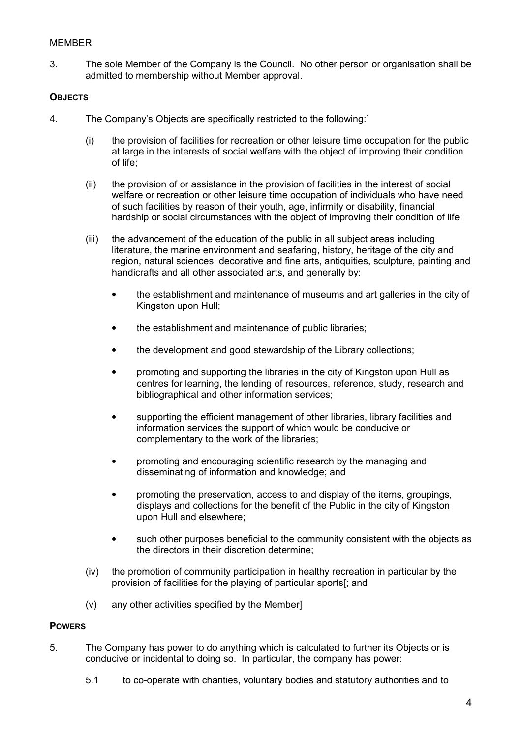MEMBER

3. The sole Member of the Company is the Council. No other person or organisation shall be admitted to membership without Member approval.

**OBJECTS**

4. The Company's Objects are specifically restricted to the following:`

   (i) the provision of facilities for recreation or other leisure time occupation for the public at large in the interests of social welfare with the object of improving their condition of life;

   (ii) the provision of or assistance in the provision of facilities in the interest of social welfare or recreation or other leisure time occupation of individuals who have need of such facilities by reason of their youth, age, infirmity or disability, financial hardship or social circumstances with the object of improving their condition of life;

   (iii) the advancement of the education of the public in all subject areas including literature, the marine environment and seafaring, history, heritage of the city and region, natural sciences, decorative and fine arts, antiquities, sculpture, painting and handicrafts and all other associated arts, and generally by:

   - the establishment and maintenance of museums and art galleries in the city of Kingston upon Hull;
   - the establishment and maintenance of public libraries;
   - the development and good stewardship of the Library collections;
   - promoting and supporting the libraries in the city of Kingston upon Hull as centres for learning, the lending of resources, reference, study, research and bibliographical and other information services;
   - supporting the efficient management of other libraries, library facilities and information services the support of which would be conducive or complementary to the work of the libraries;
   - promoting and encouraging scientific research by the managing and disseminating of information and knowledge; and
   - promoting the preservation, access to and display of the items, groupings, displays and collections for the benefit of the Public in the city of Kingston upon Hull and elsewhere;
   - such other purposes beneficial to the community consistent with the objects as the directors in their discretion determine;

   (iv) the promotion of community participation in healthy recreation in particular by the provision of facilities for the playing of particular sports[; and

   (v) any other activities specified by the Member]

**POWERS**

5. The Company has power to do anything which is calculated to further its Objects or is conducive or incidental to doing so. In particular, the company has power:

   5.1 to co-operate with charities, voluntary bodies and statutory authorities and to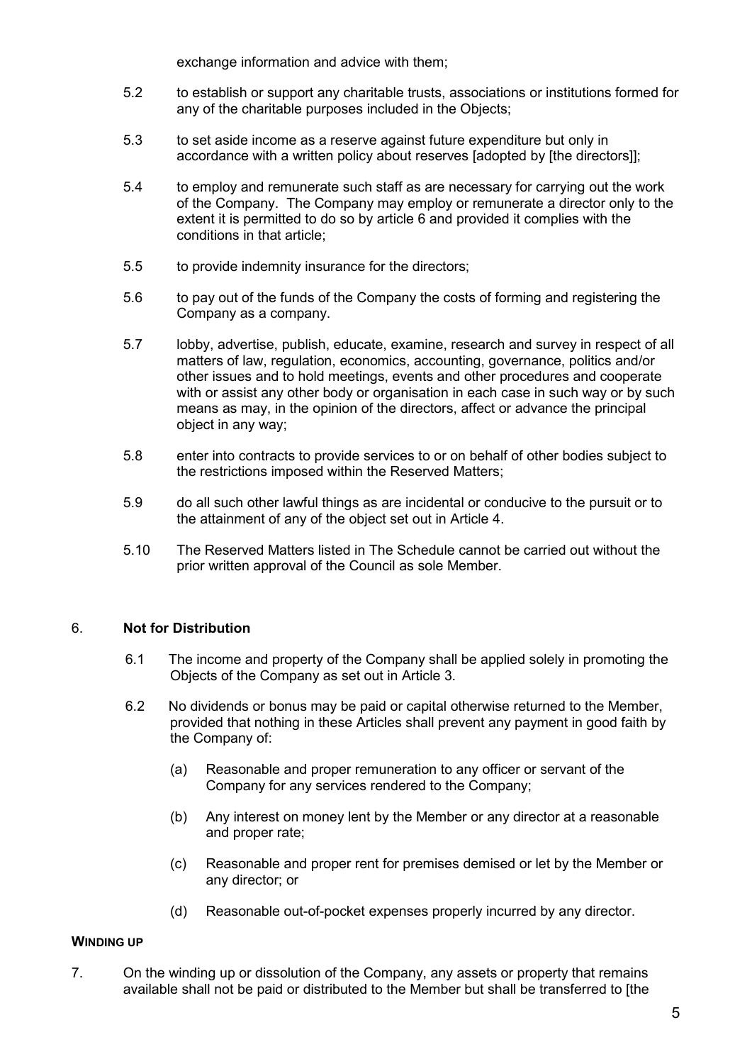exchange information and advice with them;

5.2 to establish or support any charitable trusts, associations or institutions formed for any of the charitable purposes included in the Objects;

5.3 to set aside income as a reserve against future expenditure but only in accordance with a written policy about reserves [adopted by [the directors]];

5.4 to employ and remunerate such staff as are necessary for carrying out the work of the Company. The Company may employ or remunerate a director only to the extent it is permitted to do so by article 6 and provided it complies with the conditions in that article;

5.5 to provide indemnity insurance for the directors;

5.6 to pay out of the funds of the Company the costs of forming and registering the Company as a company.

5.7 lobby, advertise, publish, educate, examine, research and survey in respect of all matters of law, regulation, economics, accounting, governance, politics and/or other issues and to hold meetings, events and other procedures and cooperate with or assist any other body or organisation in each case in such way or by such means as may, in the opinion of the directors, affect or advance the principal object in any way;

5.8 enter into contracts to provide services to or on behalf of other bodies subject to the restrictions imposed within the Reserved Matters;

5.9 do all such other lawful things as are incidental or conducive to the pursuit or to the attainment of any of the object set out in Article 4.

5.10 The Reserved Matters listed in The Schedule cannot be carried out without the prior written approval of the Council as sole Member.

6. **Not for Distribution**

6.1 The income and property of the Company shall be applied solely in promoting the Objects of the Company as set out in Article 3.

6.2 No dividends or bonus may be paid or capital otherwise returned to the Member, provided that nothing in these Articles shall prevent any payment in good faith by the Company of:

(a) Reasonable and proper remuneration to any officer or servant of the Company for any services rendered to the Company;

(b) Any interest on money lent by the Member or any director at a reasonable and proper rate;

(c) Reasonable and proper rent for premises demised or let by the Member or any director; or

(d) Reasonable out-of-pocket expenses properly incurred by any director.

**WINDING UP**

7. On the winding up or dissolution of the Company, any assets or property that remains available shall not be paid or distributed to the Member but shall be transferred to [the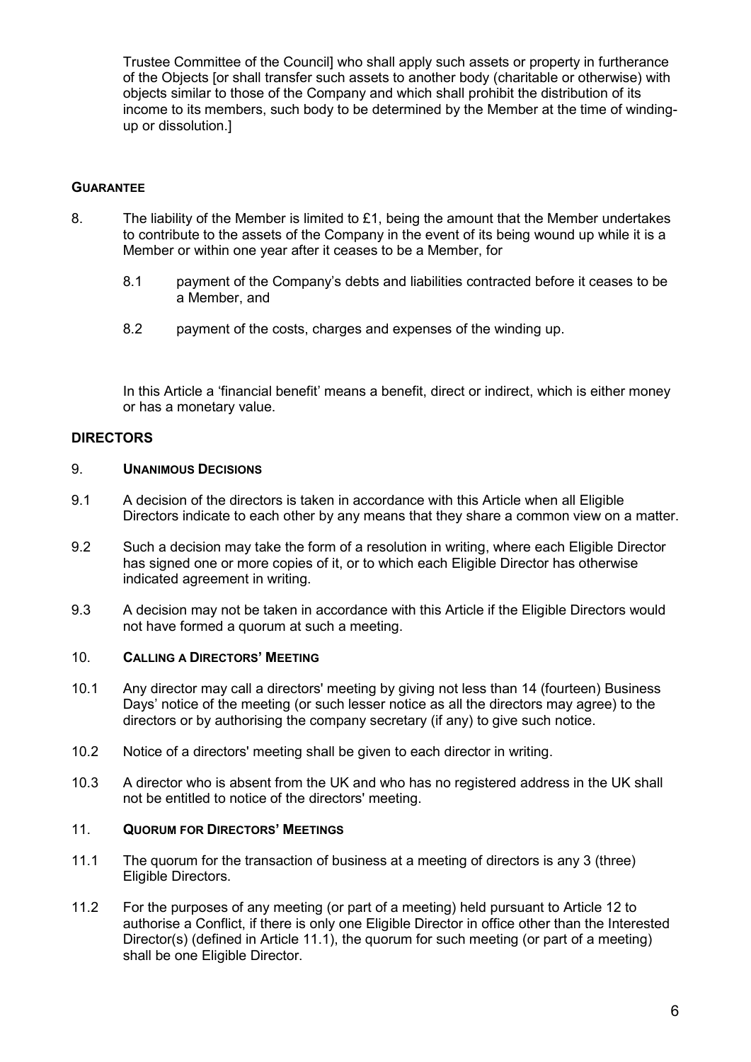Trustee Committee of the Council] who shall apply such assets or property in furtherance of the Objects [or shall transfer such assets to another body (charitable or otherwise) with objects similar to those of the Company and which shall prohibit the distribution of its income to its members, such body to be determined by the Member at the time of winding-up or dissolution.]

**GUARANTEE**

8. The liability of the Member is limited to £1, being the amount that the Member undertakes to contribute to the assets of the Company in the event of its being wound up while it is a Member or within one year after it ceases to be a Member, for

   8.1 payment of the Company's debts and liabilities contracted before it ceases to be a Member, and

   8.2 payment of the costs, charges and expenses of the winding up.

In this Article a 'financial benefit' means a benefit, direct or indirect, which is either money or has a monetary value.

## DIRECTORS

### 9. UNANIMOUS DECISIONS

9.1 A decision of the directors is taken in accordance with this Article when all Eligible Directors indicate to each other by any means that they share a common view on a matter.

9.2 Such a decision may take the form of a resolution in writing, where each Eligible Director has signed one or more copies of it, or to which each Eligible Director has otherwise indicated agreement in writing.

9.3 A decision may not be taken in accordance with this Article if the Eligible Directors would not have formed a quorum at such a meeting.

### 10. CALLING A DIRECTORS' MEETING

10.1 Any director may call a directors' meeting by giving not less than 14 (fourteen) Business Days' notice of the meeting (or such lesser notice as all the directors may agree) to the directors or by authorising the company secretary (if any) to give such notice.

10.2 Notice of a directors' meeting shall be given to each director in writing.

10.3 A director who is absent from the UK and who has no registered address in the UK shall not be entitled to notice of the directors' meeting.

### 11. QUORUM FOR DIRECTORS' MEETINGS

11.1 The quorum for the transaction of business at a meeting of directors is any 3 (three) Eligible Directors.

11.2 For the purposes of any meeting (or part of a meeting) held pursuant to Article 12 to authorise a Conflict, if there is only one Eligible Director in office other than the Interested Director(s) (defined in Article 11.1), the quorum for such meeting (or part of a meeting) shall be one Eligible Director.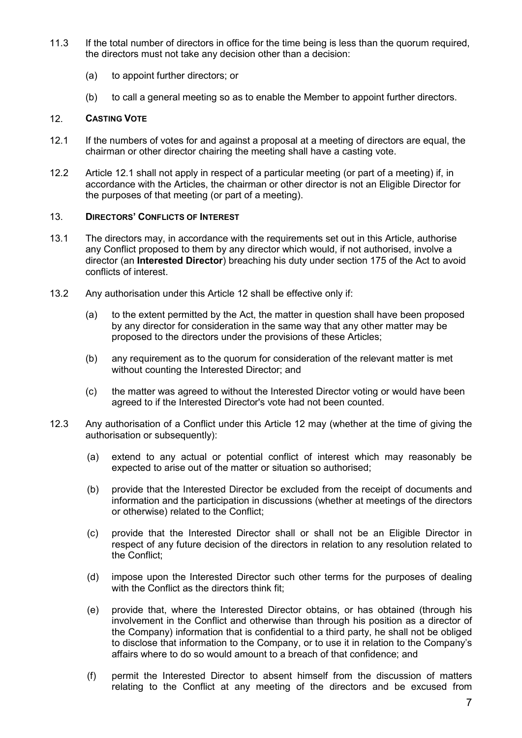11.3 If the total number of directors in office for the time being is less than the quorum required, the directors must not take any decision other than a decision:

(a) to appoint further directors; or

(b) to call a general meeting so as to enable the Member to appoint further directors.

## 12. CASTING VOTE

12.1 If the numbers of votes for and against a proposal at a meeting of directors are equal, the chairman or other director chairing the meeting shall have a casting vote.

12.2 Article 12.1 shall not apply in respect of a particular meeting (or part of a meeting) if, in accordance with the Articles, the chairman or other director is not an Eligible Director for the purposes of that meeting (or part of a meeting).

## 13. DIRECTORS' CONFLICTS OF INTEREST

13.1 The directors may, in accordance with the requirements set out in this Article, authorise any Conflict proposed to them by any director which would, if not authorised, involve a director (an **Interested Director**) breaching his duty under section 175 of the Act to avoid conflicts of interest.

12.2 Any authorisation under this Article 12 shall be effective only if:

(a) to the extent permitted by the Act, the matter in question shall have been proposed by any director for consideration in the same way that any other matter may be proposed to the directors under the provisions of these Articles;

(b) any requirement as to the quorum for consideration of the relevant matter is met without counting the Interested Director; and

(c) the matter was agreed to without the Interested Director voting or would have been agreed to if the Interested Director's vote had not been counted.

12.3 Any authorisation of a Conflict under this Article 12 may (whether at the time of giving the authorisation or subsequently):

(a) extend to any actual or potential conflict of interest which may reasonably be expected to arise out of the matter or situation so authorised;

(b) provide that the Interested Director be excluded from the receipt of documents and information and the participation in discussions (whether at meetings of the directors or otherwise) related to the Conflict;

(c) provide that the Interested Director shall or shall not be an Eligible Director in respect of any future decision of the directors in relation to any resolution related to the Conflict;

(d) impose upon the Interested Director such other terms for the purposes of dealing with the Conflict as the directors think fit;

(e) provide that, where the Interested Director obtains, or has obtained (through his involvement in the Conflict and otherwise than through his position as a director of the Company) information that is confidential to a third party, he shall not be obliged to disclose that information to the Company, or to use it in relation to the Company's affairs where to do so would amount to a breach of that confidence; and

(f) permit the Interested Director to absent himself from the discussion of matters relating to the Conflict at any meeting of the directors and be excused from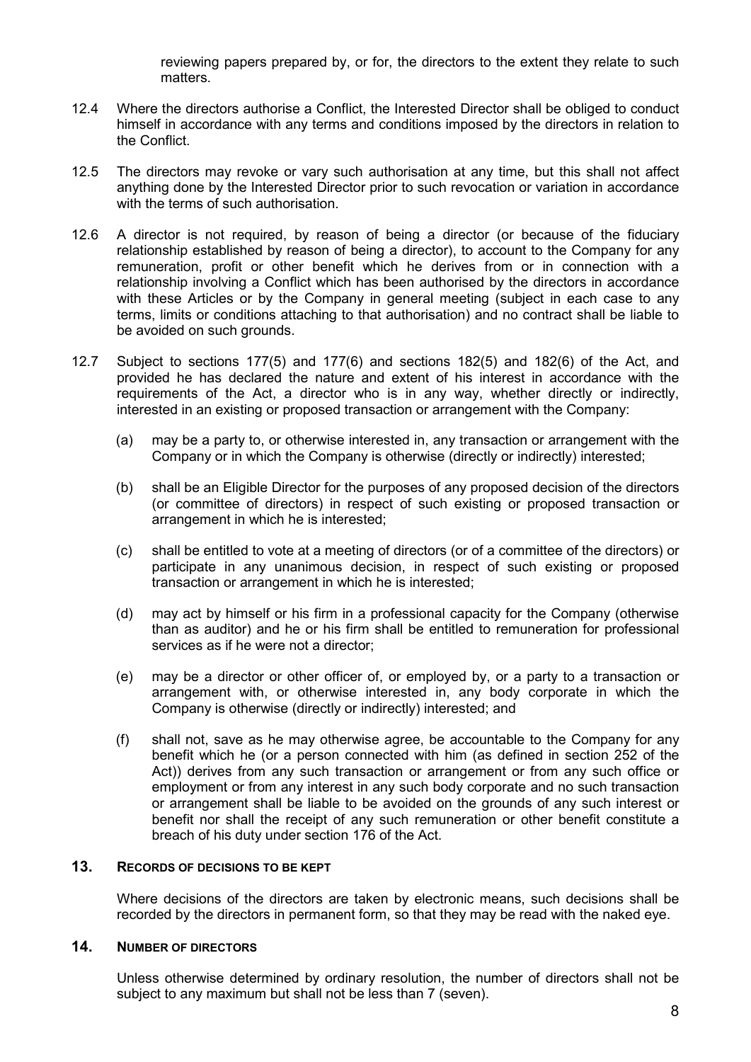reviewing papers prepared by, or for, the directors to the extent they relate to such matters.

12.4 Where the directors authorise a Conflict, the Interested Director shall be obliged to conduct himself in accordance with any terms and conditions imposed by the directors in relation to the Conflict.

12.5 The directors may revoke or vary such authorisation at any time, but this shall not affect anything done by the Interested Director prior to such revocation or variation in accordance with the terms of such authorisation.

12.6 A director is not required, by reason of being a director (or because of the fiduciary relationship established by reason of being a director), to account to the Company for any remuneration, profit or other benefit which he derives from or in connection with a relationship involving a Conflict which has been authorised by the directors in accordance with these Articles or by the Company in general meeting (subject in each case to any terms, limits or conditions attaching to that authorisation) and no contract shall be liable to be avoided on such grounds.

12.7 Subject to sections 177(5) and 177(6) and sections 182(5) and 182(6) of the Act, and provided he has declared the nature and extent of his interest in accordance with the requirements of the Act, a director who is in any way, whether directly or indirectly, interested in an existing or proposed transaction or arrangement with the Company:

(a) may be a party to, or otherwise interested in, any transaction or arrangement with the Company or in which the Company is otherwise (directly or indirectly) interested;

(b) shall be an Eligible Director for the purposes of any proposed decision of the directors (or committee of directors) in respect of such existing or proposed transaction or arrangement in which he is interested;

(c) shall be entitled to vote at a meeting of directors (or of a committee of the directors) or participate in any unanimous decision, in respect of such existing or proposed transaction or arrangement in which he is interested;

(d) may act by himself or his firm in a professional capacity for the Company (otherwise than as auditor) and he or his firm shall be entitled to remuneration for professional services as if he were not a director;

(e) may be a director or other officer of, or employed by, or a party to a transaction or arrangement with, or otherwise interested in, any body corporate in which the Company is otherwise (directly or indirectly) interested; and

(f) shall not, save as he may otherwise agree, be accountable to the Company for any benefit which he (or a person connected with him (as defined in section 252 of the Act)) derives from any such transaction or arrangement or from any such office or employment or from any interest in any such body corporate and no such transaction or arrangement shall be liable to be avoided on the grounds of any such interest or benefit nor shall the receipt of any such remuneration or other benefit constitute a breach of his duty under section 176 of the Act.

## 13. RECORDS OF DECISIONS TO BE KEPT

Where decisions of the directors are taken by electronic means, such decisions shall be recorded by the directors in permanent form, so that they may be read with the naked eye.

## 14. NUMBER OF DIRECTORS

Unless otherwise determined by ordinary resolution, the number of directors shall not be subject to any maximum but shall not be less than 7 (seven).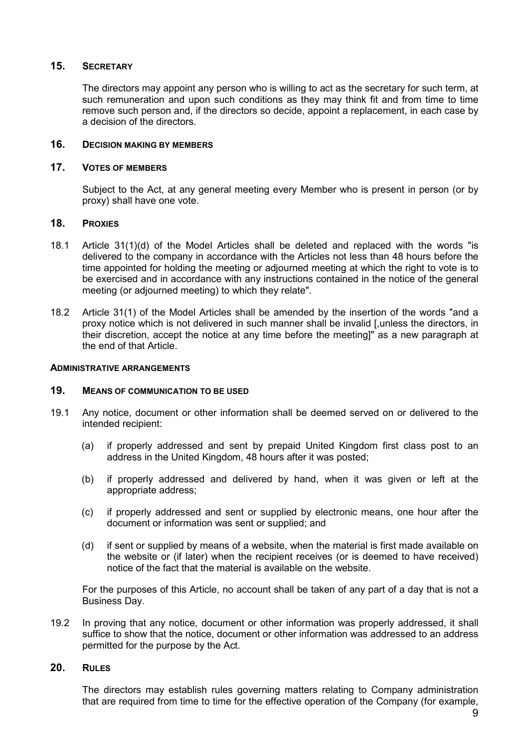## 15. Secretary

The directors may appoint any person who is willing to act as the secretary for such term, at such remuneration and upon such conditions as they may think fit and from time to time remove such person and, if the directors so decide, appoint a replacement, in each case by a decision of the directors.

## 16. Decision making by members

## 17. Votes of members

Subject to the Act, at any general meeting every Member who is present in person (or by proxy) shall have one vote.

## 18. Proxies

18.1 Article 31(1)(d) of the Model Articles shall be deleted and replaced with the words "is delivered to the company in accordance with the Articles not less than 48 hours before the time appointed for holding the meeting or adjourned meeting at which the right to vote is to be exercised and in accordance with any instructions contained in the notice of the general meeting (or adjourned meeting) to which they relate".

18.2 Article 31(1) of the Model Articles shall be amended by the insertion of the words "and a proxy notice which is not delivered in such manner shall be invalid [,unless the directors, in their discretion, accept the notice at any time before the meeting]" as a new paragraph at the end of that Article.

**Administrative arrangements**

## 19. Means of communication to be used

19.1 Any notice, document or other information shall be deemed served on or delivered to the intended recipient:

(a) if properly addressed and sent by prepaid United Kingdom first class post to an address in the United Kingdom, 48 hours after it was posted;

(b) if properly addressed and delivered by hand, when it was given or left at the appropriate address;

(c) if properly addressed and sent or supplied by electronic means, one hour after the document or information was sent or supplied; and

(d) if sent or supplied by means of a website, when the material is first made available on the website or (if later) when the recipient receives (or is deemed to have received) notice of the fact that the material is available on the website.

For the purposes of this Article, no account shall be taken of any part of a day that is not a Business Day.

19.2 In proving that any notice, document or other information was properly addressed, it shall suffice to show that the notice, document or other information was addressed to an address permitted for the purpose by the Act.

## 20. Rules

The directors may establish rules governing matters relating to Company administration that are required from time to time for the effective operation of the Company (for example,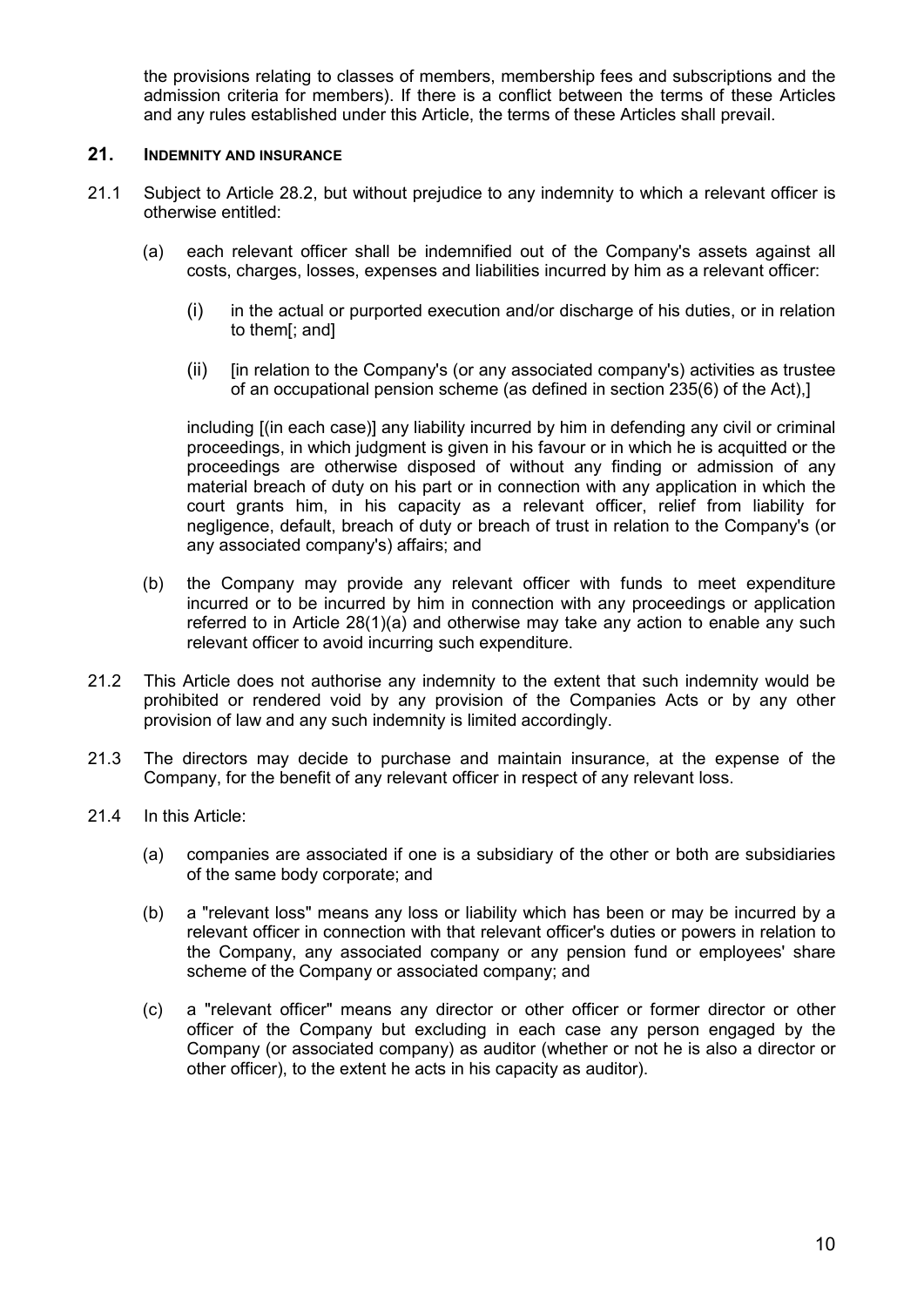the provisions relating to classes of members, membership fees and subscriptions and the admission criteria for members). If there is a conflict between the terms of these Articles and any rules established under this Article, the terms of these Articles shall prevail.

## 21. INDEMNITY AND INSURANCE

21.1 Subject to Article 28.2, but without prejudice to any indemnity to which a relevant officer is otherwise entitled:

(a) each relevant officer shall be indemnified out of the Company's assets against all costs, charges, losses, expenses and liabilities incurred by him as a relevant officer:

(i) in the actual or purported execution and/or discharge of his duties, or in relation to them[; and]

(ii) [in relation to the Company's (or any associated company's) activities as trustee of an occupational pension scheme (as defined in section 235(6) of the Act),]

including [(in each case)] any liability incurred by him in defending any civil or criminal proceedings, in which judgment is given in his favour or in which he is acquitted or the proceedings are otherwise disposed of without any finding or admission of any material breach of duty on his part or in connection with any application in which the court grants him, in his capacity as a relevant officer, relief from liability for negligence, default, breach of duty or breach of trust in relation to the Company's (or any associated company's) affairs; and

(b) the Company may provide any relevant officer with funds to meet expenditure incurred or to be incurred by him in connection with any proceedings or application referred to in Article 28(1)(a) and otherwise may take any action to enable any such relevant officer to avoid incurring such expenditure.

21.2 This Article does not authorise any indemnity to the extent that such indemnity would be prohibited or rendered void by any provision of the Companies Acts or by any other provision of law and any such indemnity is limited accordingly.

21.3 The directors may decide to purchase and maintain insurance, at the expense of the Company, for the benefit of any relevant officer in respect of any relevant loss.

21.4 In this Article:

(a) companies are associated if one is a subsidiary of the other or both are subsidiaries of the same body corporate; and

(b) a "relevant loss" means any loss or liability which has been or may be incurred by a relevant officer in connection with that relevant officer's duties or powers in relation to the Company, any associated company or any pension fund or employees' share scheme of the Company or associated company; and

(c) a "relevant officer" means any director or other officer or former director or other officer of the Company but excluding in each case any person engaged by the Company (or associated company) as auditor (whether or not he is also a director or other officer), to the extent he acts in his capacity as auditor).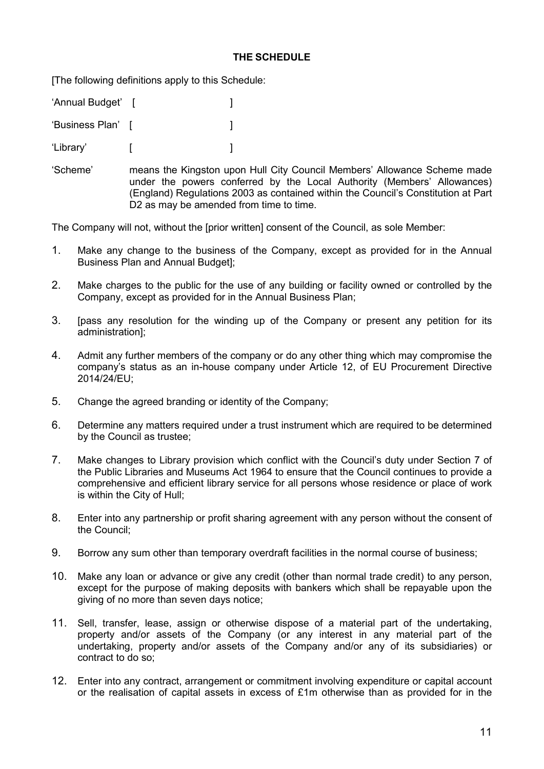**THE SCHEDULE**

[The following definitions apply to this Schedule:

'Annual Budget' [ ]

'Business Plan' [ ]

'Library' [ ]

'Scheme' means the Kingston upon Hull City Council Members' Allowance Scheme made under the powers conferred by the Local Authority (Members' Allowances) (England) Regulations 2003 as contained within the Council's Constitution at Part D2 as may be amended from time to time.

The Company will not, without the [prior written] consent of the Council, as sole Member:

1. Make any change to the business of the Company, except as provided for in the Annual Business Plan and Annual Budget];
2. Make charges to the public for the use of any building or facility owned or controlled by the Company, except as provided for in the Annual Business Plan;
3. [pass any resolution for the winding up of the Company or present any petition for its administration];
4. Admit any further members of the company or do any other thing which may compromise the company's status as an in-house company under Article 12, of EU Procurement Directive 2014/24/EU;
5. Change the agreed branding or identity of the Company;
6. Determine any matters required under a trust instrument which are required to be determined by the Council as trustee;
7. Make changes to Library provision which conflict with the Council's duty under Section 7 of the Public Libraries and Museums Act 1964 to ensure that the Council continues to provide a comprehensive and efficient library service for all persons whose residence or place of work is within the City of Hull;
8. Enter into any partnership or profit sharing agreement with any person without the consent of the Council;
9. Borrow any sum other than temporary overdraft facilities in the normal course of business;
10. Make any loan or advance or give any credit (other than normal trade credit) to any person, except for the purpose of making deposits with bankers which shall be repayable upon the giving of no more than seven days notice;
11. Sell, transfer, lease, assign or otherwise dispose of a material part of the undertaking, property and/or assets of the Company (or any interest in any material part of the undertaking, property and/or assets of the Company and/or any of its subsidiaries) or contract to do so;
12. Enter into any contract, arrangement or commitment involving expenditure or capital account or the realisation of capital assets in excess of £1m otherwise than as provided for in the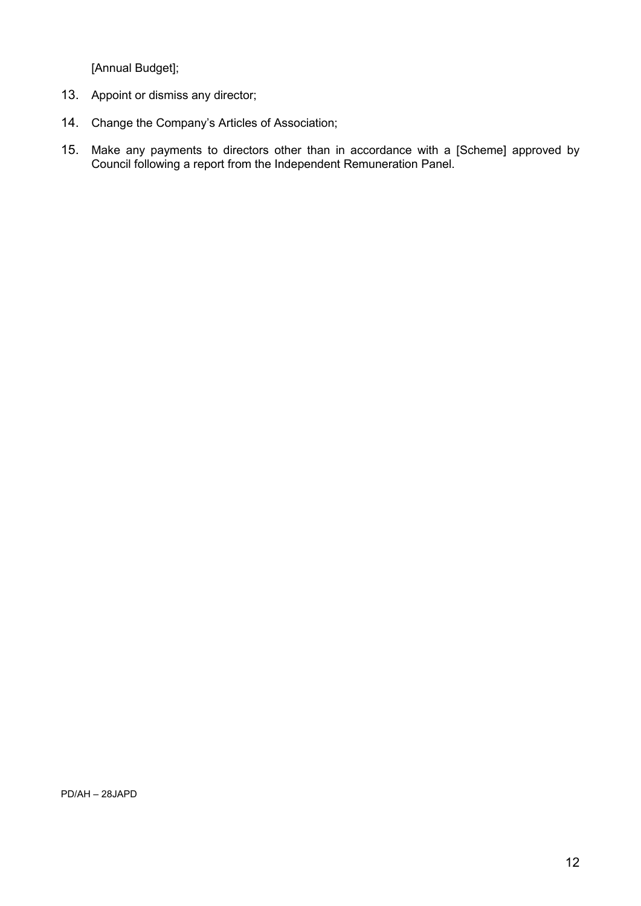[Annual Budget];

13. Appoint or dismiss any director;
14. Change the Company's Articles of Association;
15. Make any payments to directors other than in accordance with a [Scheme] approved by Council following a report from the Independent Remuneration Panel.

PD/AH – 28JAPD